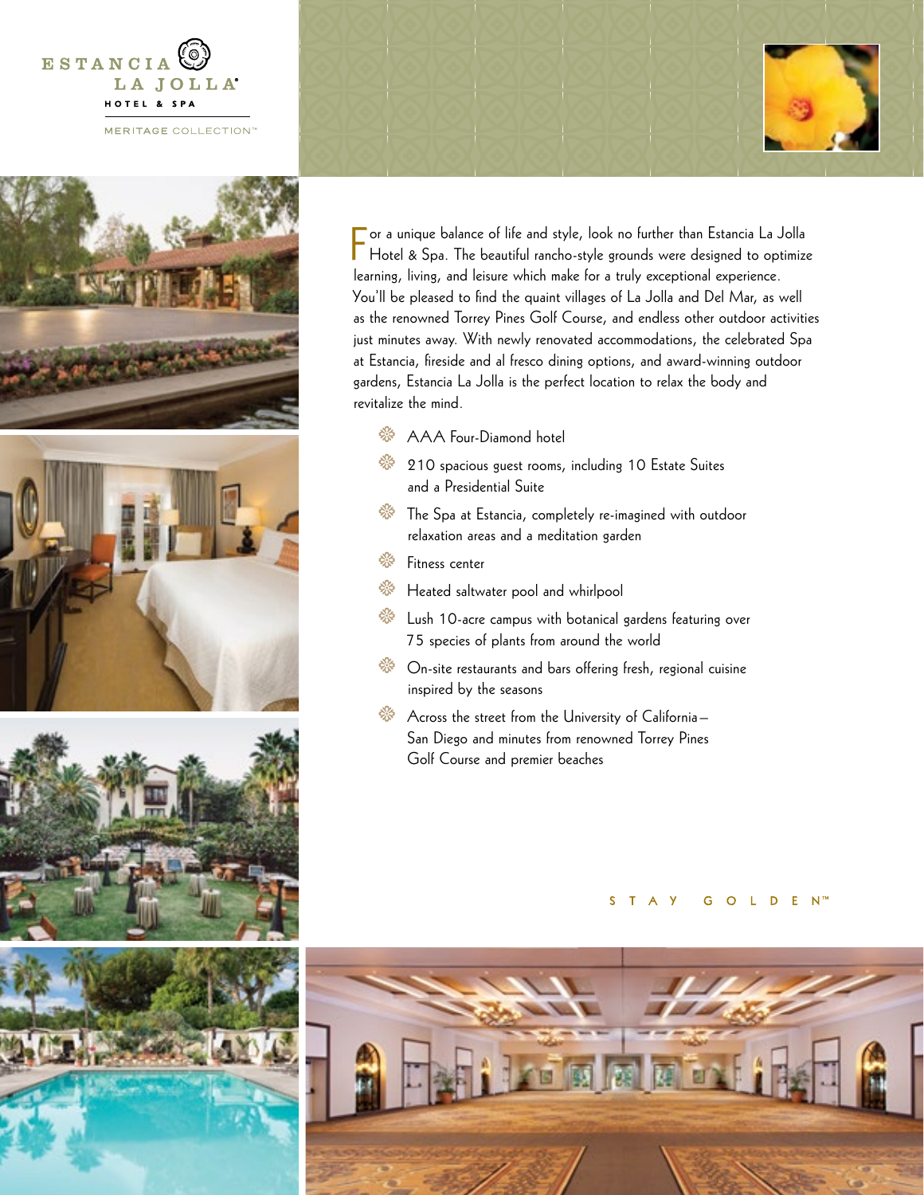ESTANCIA LA JOLLA® HOTEL & SPA

MERITAGE COLLECTION™

For a unique balance of life and style, look no further than Estancia La Jolla Hotel & Spa. The beautiful rancho-style grounds were designed to optimize learning, living, and leisure which make for a truly exceptional experience. You'll be pleased to find the quaint villages of La Jolla and Del Mar, as well as the renowned Torrey Pines Golf Course, and endless other outdoor activities just minutes away. With newly renovated accommodations, the celebrated Spa at Estancia, fireside and al fresco dining options, and award-winning outdoor gardens, Estancia La Jolla is the perfect location to relax the body and revitalize the mind.

- AAA Four-Diamond hotel
- 210 spacious guest rooms, including 10 Estate Suites and a Presidential Suite
- The Spa at Estancia, completely re-imagined with outdoor relaxation areas and a meditation garden
- Fitness center
- Heated saltwater pool and whirlpool
- Lush 10-acre campus with botanical gardens featuring over 75 species of plants from around the world
- On-site restaurants and bars offering fresh, regional cuisine inspired by the seasons
- Across the street from the University of California–San Diego and minutes from renowned Torrey Pines Golf Course and premier beaches

STAY GOLDEN™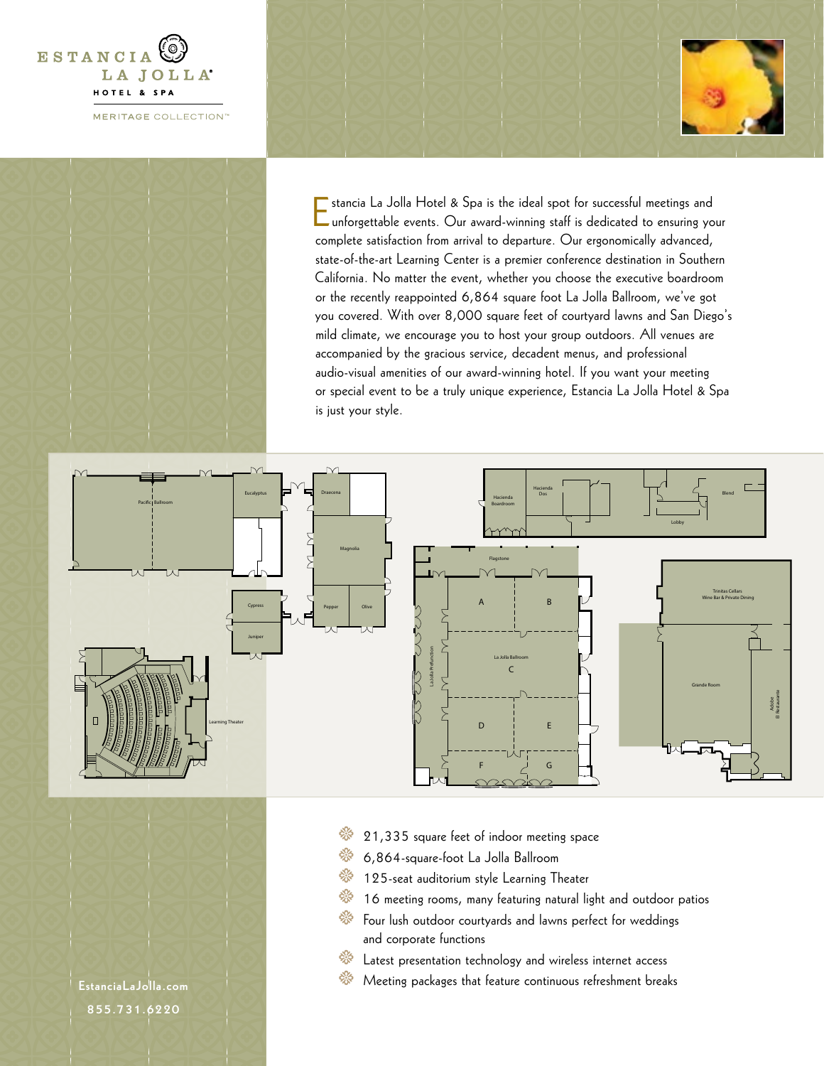ESTANCIA LA JOLLA

HOTEL & SPA

MERITAGE COLLECTION™

Estancia La Jolla Hotel & Spa is the ideal spot for successful meetings and unforgettable events. Our award-winning staff is dedicated to ensuring your complete satisfaction from arrival to departure. Our ergonomically advanced, state-of-the-art Learning Center is a premier conference destination in Southern California. No matter the event, whether you choose the executive boardroom or the recently reappointed 6,864 square foot La Jolla Ballroom, we've got you covered. With over 8,000 square feet of courtyard lawns and San Diego's mild climate, we encourage you to host your group outdoors. All venues are accompanied by the gracious service, decadent menus, and professional audio-visual amenities of our award-winning hotel. If you want your meeting or special event to be a truly unique experience, Estancia La Jolla Hotel & Spa is just your style.

Pacific Ballroom, Eucalyptus, Draecena, Magnolia, Pepper, Olive, Cypress, Juniper, Learning Theater, Hacienda Boardroom, Hacienda Dos, Lobby, Blend, Flagstone, La Jolla Prefunction, La Jolla Ballroom (A, B, C, D, E, F, G), Trinitas Cellars Wine Bar & Private Dining, Grande Room, Adobe El Restaurante

- 21,335 square feet of indoor meeting space
- 6,864-square-foot La Jolla Ballroom
- 125-seat auditorium style Learning Theater
- 16 meeting rooms, many featuring natural light and outdoor patios
- Four lush outdoor courtyards and lawns perfect for weddings and corporate functions
- Latest presentation technology and wireless internet access
- Meeting packages that feature continuous refreshment breaks

EstanciaLaJolla.com

855.731.6220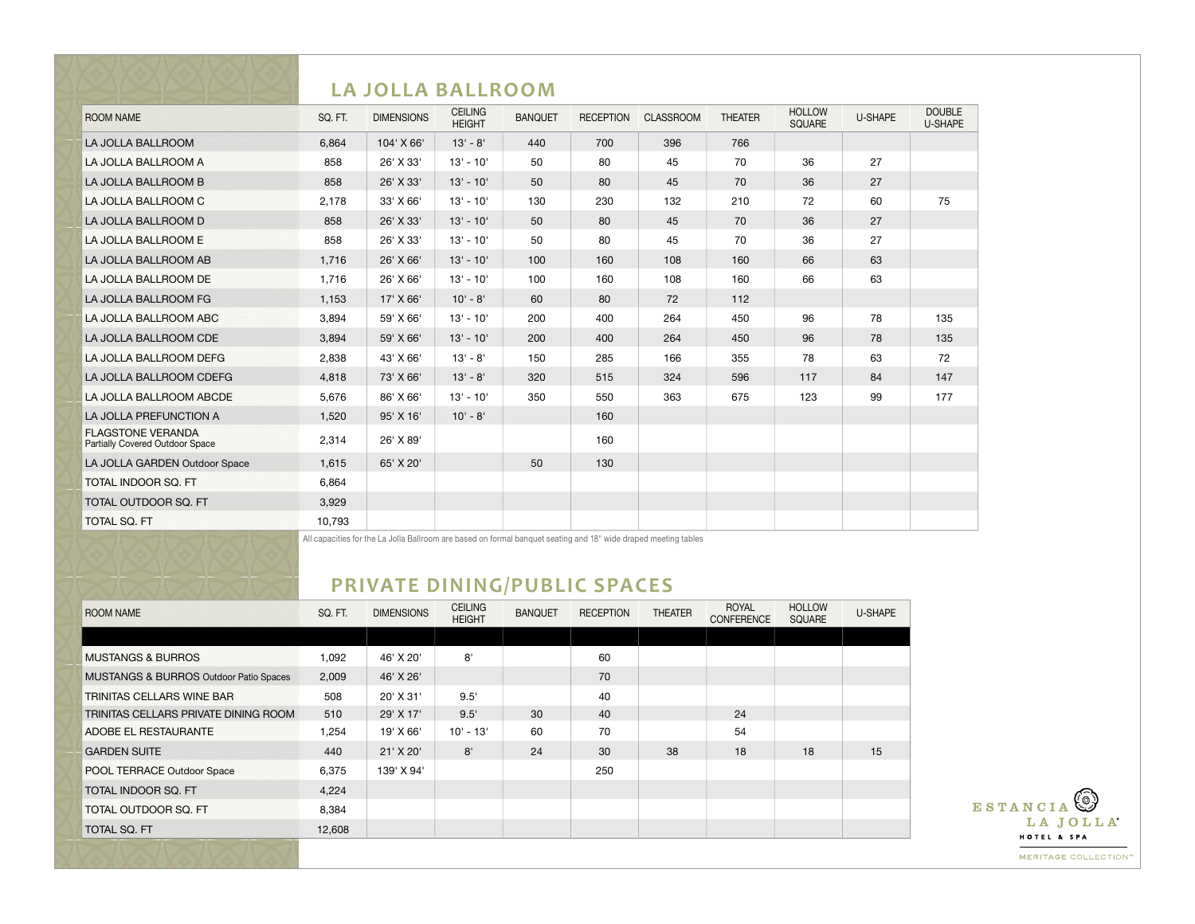## LA JOLLA BALLROOM

| ROOM NAME | SQ. FT. | DIMENSIONS | CEILING HEIGHT | BANQUET | RECEPTION | CLASSROOM | THEATER | HOLLOW SQUARE | U-SHAPE | DOUBLE U-SHAPE |
|---|---|---|---|---|---|---|---|---|---|---|
| LA JOLLA BALLROOM | 6,864 | 104' X 66' | 13' - 8' | 440 | 700 | 396 | 766 | | | |
| LA JOLLA BALLROOM A | 858 | 26' X 33' | 13' - 10' | 50 | 80 | 45 | 70 | 36 | 27 | |
| LA JOLLA BALLROOM B | 858 | 26' X 33' | 13' - 10' | 50 | 80 | 45 | 70 | 36 | 27 | |
| LA JOLLA BALLROOM C | 2,178 | 33' X 66' | 13' - 10' | 130 | 230 | 132 | 210 | 72 | 60 | 75 |
| LA JOLLA BALLROOM D | 858 | 26' X 33' | 13' - 10' | 50 | 80 | 45 | 70 | 36 | 27 | |
| LA JOLLA BALLROOM E | 858 | 26' X 33' | 13' - 10' | 50 | 80 | 45 | 70 | 36 | 27 | |
| LA JOLLA BALLROOM AB | 1,716 | 26' X 66' | 13' - 10' | 100 | 160 | 108 | 160 | 66 | 63 | |
| LA JOLLA BALLROOM DE | 1,716 | 26' X 66' | 13' - 10' | 100 | 160 | 108 | 160 | 66 | 63 | |
| LA JOLLA BALLROOM FG | 1,153 | 17' X 66' | 10' - 8' | 60 | 80 | 72 | 112 | | | |
| LA JOLLA BALLROOM ABC | 3,894 | 59' X 66' | 13' - 10' | 200 | 400 | 264 | 450 | 96 | 78 | 135 |
| LA JOLLA BALLROOM CDE | 3,894 | 59' X 66' | 13' - 10' | 200 | 400 | 264 | 450 | 96 | 78 | 135 |
| LA JOLLA BALLROOM DEFG | 2,838 | 43' X 66' | 13' - 8' | 150 | 285 | 166 | 355 | 78 | 63 | 72 |
| LA JOLLA BALLROOM CDEFG | 4,818 | 73' X 66' | 13' - 8' | 320 | 515 | 324 | 596 | 117 | 84 | 147 |
| LA JOLLA BALLROOM ABCDE | 5,676 | 86' X 66' | 13' - 10' | 350 | 550 | 363 | 675 | 123 | 99 | 177 |
| LA JOLLA PREFUNCTION A | 1,520 | 95' X 16' | 10' - 8' | | 160 | | | | | |
| FLAGSTONE VERANDA Partially Covered Outdoor Space | 2,314 | 26' X 89' | | | 160 | | | | | |
| LA JOLLA GARDEN Outdoor Space | 1,615 | 65' X 20' | | 50 | 130 | | | | | |
| TOTAL INDOOR SQ. FT | 6,864 | | | | | | | | | |
| TOTAL OUTDOOR SQ. FT | 3,929 | | | | | | | | | |
| TOTAL SQ. FT | 10,793 | | | | | | | | | |

All capacities for the La Jolla Ballroom are based on formal banquet seating and 18" wide draped meeting tables

## PRIVATE DINING/PUBLIC SPACES

| ROOM NAME | SQ. FT. | DIMENSIONS | CEILING HEIGHT | BANQUET | RECEPTION | THEATER | ROYAL CONFERENCE | HOLLOW SQUARE | U-SHAPE |
|---|---|---|---|---|---|---|---|---|---|
| MUSTANGS & BURROS | 1,092 | 46' X 20' | 8' | | 60 | | | | |
| MUSTANGS & BURROS Outdoor Patio Spaces | 2,009 | 46' X 26' | | | 70 | | | | |
| TRINITAS CELLARS WINE BAR | 508 | 20' X 31' | 9.5' | | 40 | | | | |
| TRINITAS CELLARS PRIVATE DINING ROOM | 510 | 29' X 17' | 9.5' | 30 | 40 | | 24 | | |
| ADOBE EL RESTAURANTE | 1,254 | 19' X 66' | 10' - 13' | 60 | 70 | | 54 | | |
| GARDEN SUITE | 440 | 21' X 20' | 8' | 24 | 30 | 38 | 18 | 18 | 15 |
| POOL TERRACE Outdoor Space | 6,375 | 139' X 94' | | | 250 | | | | |
| TOTAL INDOOR SQ. FT | 4,224 | | | | | | | | |
| TOTAL OUTDOOR SQ. FT | 8,384 | | | | | | | | |
| TOTAL SQ. FT | 12,608 | | | | | | | | |

ESTANCIA LA JOLLA HOTEL & SPA

MERITAGE COLLECTION™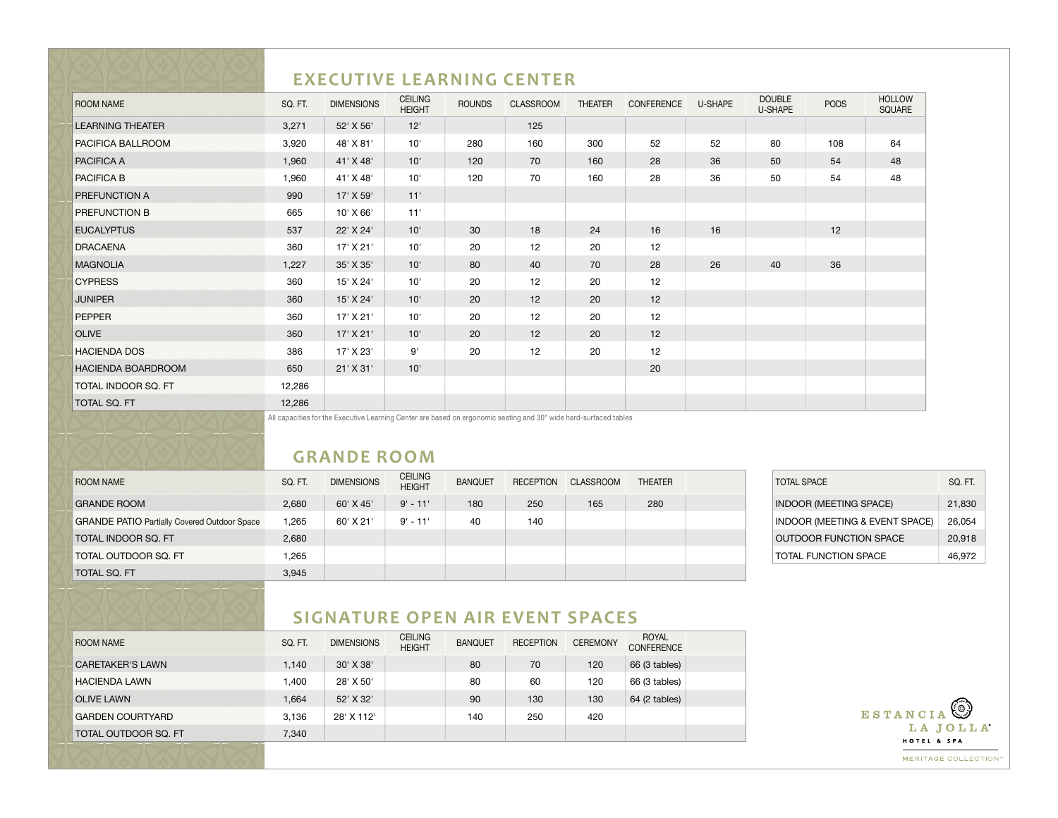## EXECUTIVE LEARNING CENTER

| ROOM NAME | SQ. FT. | DIMENSIONS | CEILING HEIGHT | ROUNDS | CLASSROOM | THEATER | CONFERENCE | U-SHAPE | DOUBLE U-SHAPE | PODS | HOLLOW SQUARE |
|---|---|---|---|---|---|---|---|---|---|---|---|
| LEARNING THEATER | 3,271 | 52' X 56' | 12' | | 125 | | | | | | |
| PACIFICA BALLROOM | 3,920 | 48' X 81' | 10' | 280 | 160 | 300 | 52 | 52 | 80 | 108 | 64 |
| PACIFICA A | 1,960 | 41' X 48' | 10' | 120 | 70 | 160 | 28 | 36 | 50 | 54 | 48 |
| PACIFICA B | 1,960 | 41' X 48' | 10' | 120 | 70 | 160 | 28 | 36 | 50 | 54 | 48 |
| PREFUNCTION A | 990 | 17' X 59' | 11' | | | | | | | | |
| PREFUNCTION B | 665 | 10' X 66' | 11' | | | | | | | | |
| EUCALYPTUS | 537 | 22' X 24' | 10' | 30 | 18 | 24 | 16 | 16 | | 12 | |
| DRACAENA | 360 | 17' X 21' | 10' | 20 | 12 | 20 | 12 | | | | |
| MAGNOLIA | 1,227 | 35' X 35' | 10' | 80 | 40 | 70 | 28 | 26 | 40 | 36 | |
| CYPRESS | 360 | 15' X 24' | 10' | 20 | 12 | 20 | 12 | | | | |
| JUNIPER | 360 | 15' X 24' | 10' | 20 | 12 | 20 | 12 | | | | |
| PEPPER | 360 | 17' X 21' | 10' | 20 | 12 | 20 | 12 | | | | |
| OLIVE | 360 | 17' X 21' | 10' | 20 | 12 | 20 | 12 | | | | |
| HACIENDA DOS | 386 | 17' X 23' | 9' | 20 | 12 | 20 | 12 | | | | |
| HACIENDA BOARDROOM | 650 | 21' X 31' | 10' | | | | 20 | | | | |
| TOTAL INDOOR SQ. FT | 12,286 | | | | | | | | | | |
| TOTAL SQ. FT | 12,286 | | | | | | | | | | |

All capacities for the Executive Learning Center are based on ergonomic seating and 30" wide hard-surfaced tables

## GRANDE ROOM

| ROOM NAME | SQ. FT. | DIMENSIONS | CEILING HEIGHT | BANQUET | RECEPTION | CLASSROOM | THEATER |
|---|---|---|---|---|---|---|---|
| GRANDE ROOM | 2,680 | 60' X 45' | 9' - 11' | 180 | 250 | 165 | 280 |
| GRANDE PATIO Partially Covered Outdoor Space | 1,265 | 60' X 21' | 9' - 11' | 40 | 140 | | |
| TOTAL INDOOR SQ. FT | 2,680 | | | | | | |
| TOTAL OUTDOOR SQ. FT | 1,265 | | | | | | |
| TOTAL SQ. FT | 3,945 | | | | | | |

| TOTAL SPACE | SQ. FT. |
|---|---|
| INDOOR (MEETING SPACE) | 21,830 |
| INDOOR (MEETING & EVENT SPACE) | 26,054 |
| OUTDOOR FUNCTION SPACE | 20,918 |
| TOTAL FUNCTION SPACE | 46,972 |

## SIGNATURE OPEN AIR EVENT SPACES

| ROOM NAME | SQ. FT. | DIMENSIONS | CEILING HEIGHT | BANQUET | RECEPTION | CEREMONY | ROYAL CONFERENCE |
|---|---|---|---|---|---|---|---|
| CARETAKER'S LAWN | 1,140 | 30' X 38' | | 80 | 70 | 120 | 66 (3 tables) |
| HACIENDA LAWN | 1,400 | 28' X 50' | | 80 | 60 | 120 | 66 (3 tables) |
| OLIVE LAWN | 1,664 | 52' X 32' | | 90 | 130 | 130 | 64 (2 tables) |
| GARDEN COURTYARD | 3,136 | 28' X 112' | | 140 | 250 | 420 | |
| TOTAL OUTDOOR SQ. FT | 7,340 | | | | | | |

ESTANCIA LA JOLLA HOTEL & SPA

MERITAGE COLLECTION™